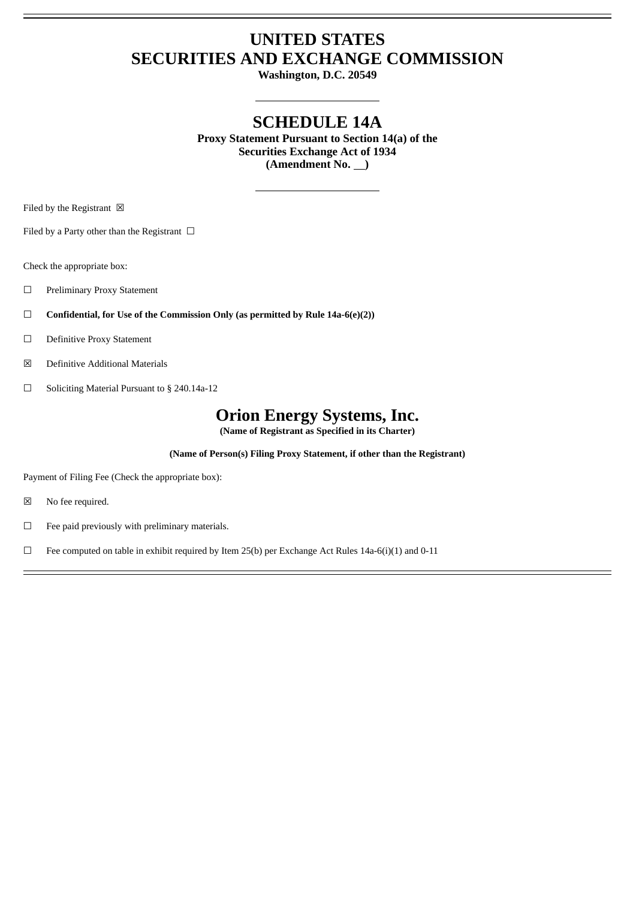# UNITED STATES
# SECURITIES AND EXCHANGE COMMISSION

**Washington, D.C. 20549**

## SCHEDULE 14A

**Proxy Statement Pursuant to Section 14(a) of the**
**Securities Exchange Act of 1934**
**(Amendment No. \_\_)**

Filed by the Registrant ☒

Filed by a Party other than the Registrant ☐

Check the appropriate box:

☐ Preliminary Proxy Statement

☐ **Confidential, for Use of the Commission Only (as permitted by Rule 14a-6(e)(2))**

☐ Definitive Proxy Statement

☒ Definitive Additional Materials

☐ Soliciting Material Pursuant to § 240.14a-12

## Orion Energy Systems, Inc.

**(Name of Registrant as Specified in its Charter)**

**(Name of Person(s) Filing Proxy Statement, if other than the Registrant)**

Payment of Filing Fee (Check the appropriate box):

☒ No fee required.

☐ Fee paid previously with preliminary materials.

☐ Fee computed on table in exhibit required by Item 25(b) per Exchange Act Rules 14a-6(i)(1) and 0-11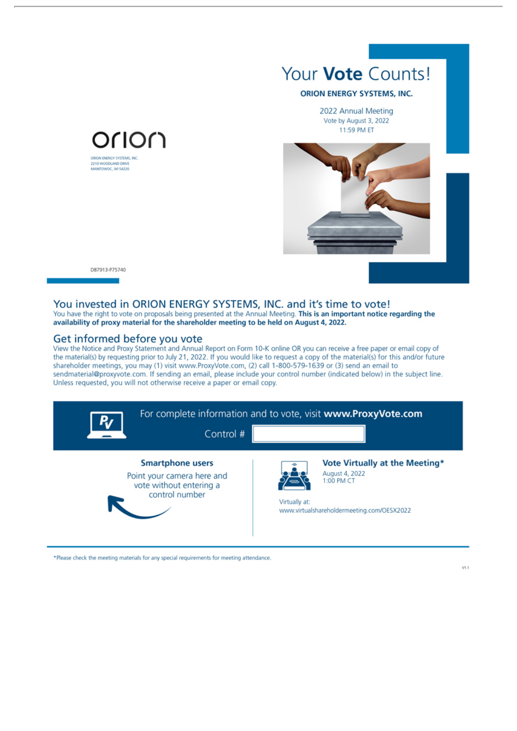# Your **Vote** Counts!

**ORION ENERGY SYSTEMS, INC.**

2022 Annual Meeting
Vote by August 3, 2022
11:59 PM ET

orion

ORION ENERGY SYSTEMS, INC.
2210 WOODLAND DRIVE
MANITOWOC, WI 54220

D87913-P75740

## You invested in ORION ENERGY SYSTEMS, INC. and it's time to vote!

You have the right to vote on proposals being presented at the Annual Meeting. **This is an important notice regarding the availability of proxy material for the shareholder meeting to be held on August 4, 2022.**

## Get informed before you vote

View the Notice and Proxy Statement and Annual Report on Form 10-K online OR you can receive a free paper or email copy of the material(s) by requesting prior to July 21, 2022. If you would like to request a copy of the material(s) for this and/or future shareholder meetings, you may (1) visit www.ProxyVote.com, (2) call 1-800-579-1639 or (3) send an email to sendmaterial@proxyvote.com. If sending an email, please include your control number (indicated below) in the subject line. Unless requested, you will not otherwise receive a paper or email copy.

For complete information and to vote, visit **www.ProxyVote.com**

Control #

**Smartphone users**

Point your camera here and vote without entering a control number

**Vote Virtually at the Meeting***

August 4, 2022
1:00 PM CT

Virtually at:
www.virtualshareholdermeeting.com/OESX2022

*Please check the meeting materials for any special requirements for meeting attendance.

V1.1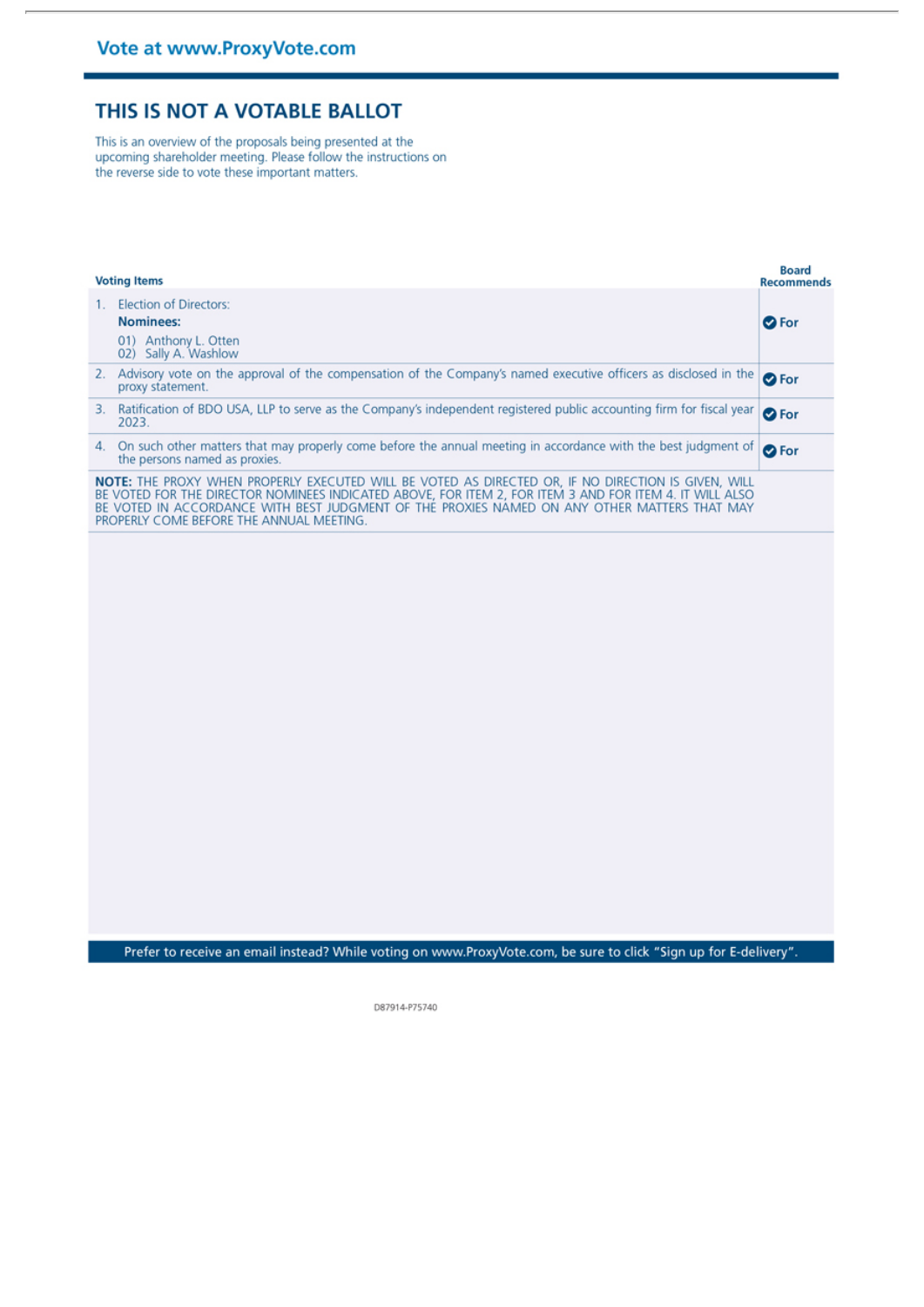Vote at www.ProxyVote.com

## THIS IS NOT A VOTABLE BALLOT

This is an overview of the proposals being presented at the upcoming shareholder meeting. Please follow the instructions on the reverse side to vote these important matters.

| Voting Items | Board Recommends |
|---|---|
| 1. Election of Directors:<br>**Nominees:**<br>01) Anthony L. Otten<br>02) Sally A. Washlow | For |
| 2. Advisory vote on the approval of the compensation of the Company's named executive officers as disclosed in the proxy statement. | For |
| 3. Ratification of BDO USA, LLP to serve as the Company's independent registered public accounting firm for fiscal year 2023. | For |
| 4. On such other matters that may properly come before the annual meeting in accordance with the best judgment of the persons named as proxies. | For |

**NOTE:** THE PROXY WHEN PROPERLY EXECUTED WILL BE VOTED AS DIRECTED OR, IF NO DIRECTION IS GIVEN, WILL BE VOTED FOR THE DIRECTOR NOMINEES INDICATED ABOVE, FOR ITEM 2, FOR ITEM 3 AND FOR ITEM 4. IT WILL ALSO BE VOTED IN ACCORDANCE WITH BEST JUDGMENT OF THE PROXIES NAMED ON ANY OTHER MATTERS THAT MAY PROPERLY COME BEFORE THE ANNUAL MEETING.

Prefer to receive an email instead? While voting on www.ProxyVote.com, be sure to click "Sign up for E-delivery".

D87914-P75740